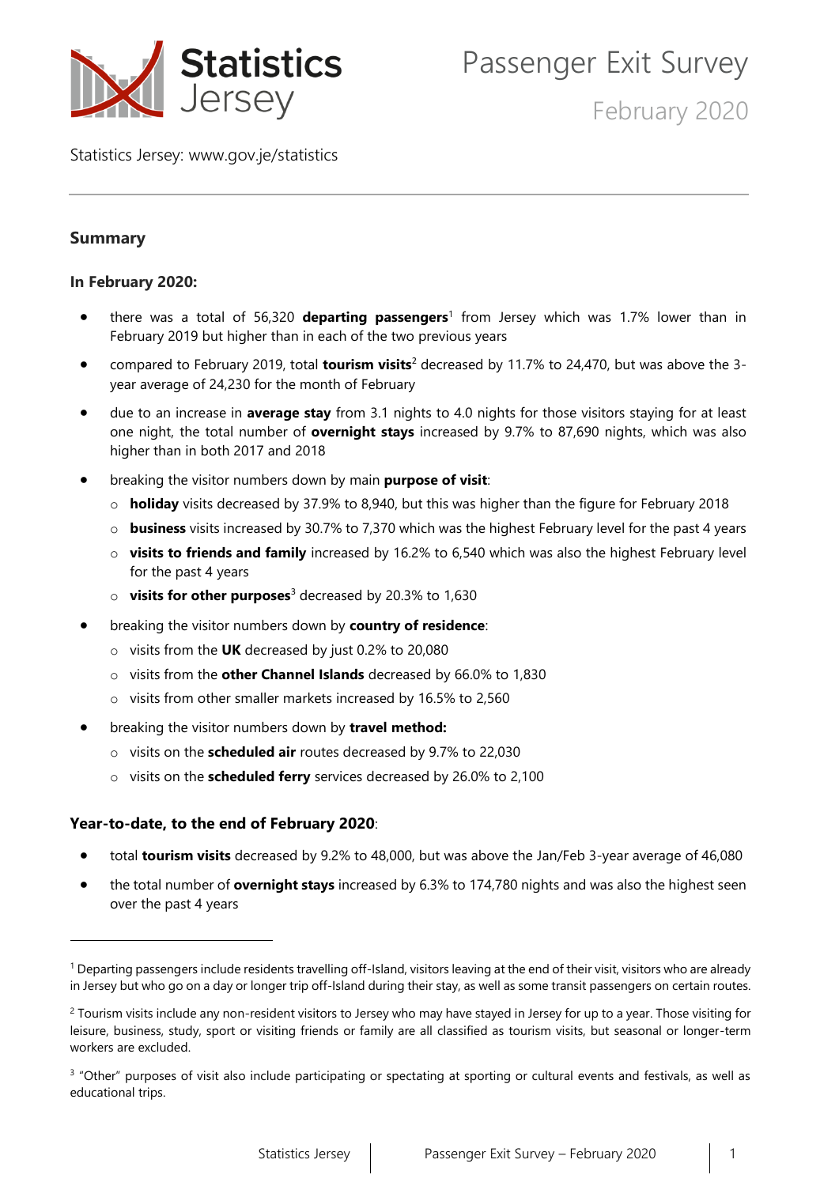# Statistics Jersey

# Passenger Exit Survey

## February 2020

Statistics Jersey: www.gov.je/statistics

---

## Summary

### In February 2020:

- there was a total of 56,320 **departing passengers**[1] from Jersey which was 1.7% lower than in February 2019 but higher than in each of the two previous years
- compared to February 2019, total **tourism visits**[2] decreased by 11.7% to 24,470, but was above the 3-year average of 24,230 for the month of February
- due to an increase in **average stay** from 3.1 nights to 4.0 nights for those visitors staying for at least one night, the total number of **overnight stays** increased by 9.7% to 87,690 nights, which was also higher than in both 2017 and 2018
- breaking the visitor numbers down by main **purpose of visit**:
  - **holiday** visits decreased by 37.9% to 8,940, but this was higher than the figure for February 2018
  - **business** visits increased by 30.7% to 7,370 which was the highest February level for the past 4 years
  - **visits to friends and family** increased by 16.2% to 6,540 which was also the highest February level for the past 4 years
  - **visits for other purposes**[3] decreased by 20.3% to 1,630
- breaking the visitor numbers down by **country of residence**:
  - visits from the **UK** decreased by just 0.2% to 20,080
  - visits from the **other Channel Islands** decreased by 66.0% to 1,830
  - visits from other smaller markets increased by 16.5% to 2,560
- breaking the visitor numbers down by **travel method:**
  - visits on the **scheduled air** routes decreased by 9.7% to 22,030
  - visits on the **scheduled ferry** services decreased by 26.0% to 2,100

### Year-to-date, to the end of February 2020:

- total **tourism visits** decreased by 9.2% to 48,000, but was above the Jan/Feb 3-year average of 46,080
- the total number of **overnight stays** increased by 6.3% to 174,780 nights and was also the highest seen over the past 4 years

---

[1] Departing passengers include residents travelling off-Island, visitors leaving at the end of their visit, visitors who are already in Jersey but who go on a day or longer trip off-Island during their stay, as well as some transit passengers on certain routes.

[2] Tourism visits include any non-resident visitors to Jersey who may have stayed in Jersey for up to a year. Those visiting for leisure, business, study, sport or visiting friends or family are all classified as tourism visits, but seasonal or longer-term workers are excluded.

[3] "Other" purposes of visit also include participating or spectating at sporting or cultural events and festivals, as well as educational trips.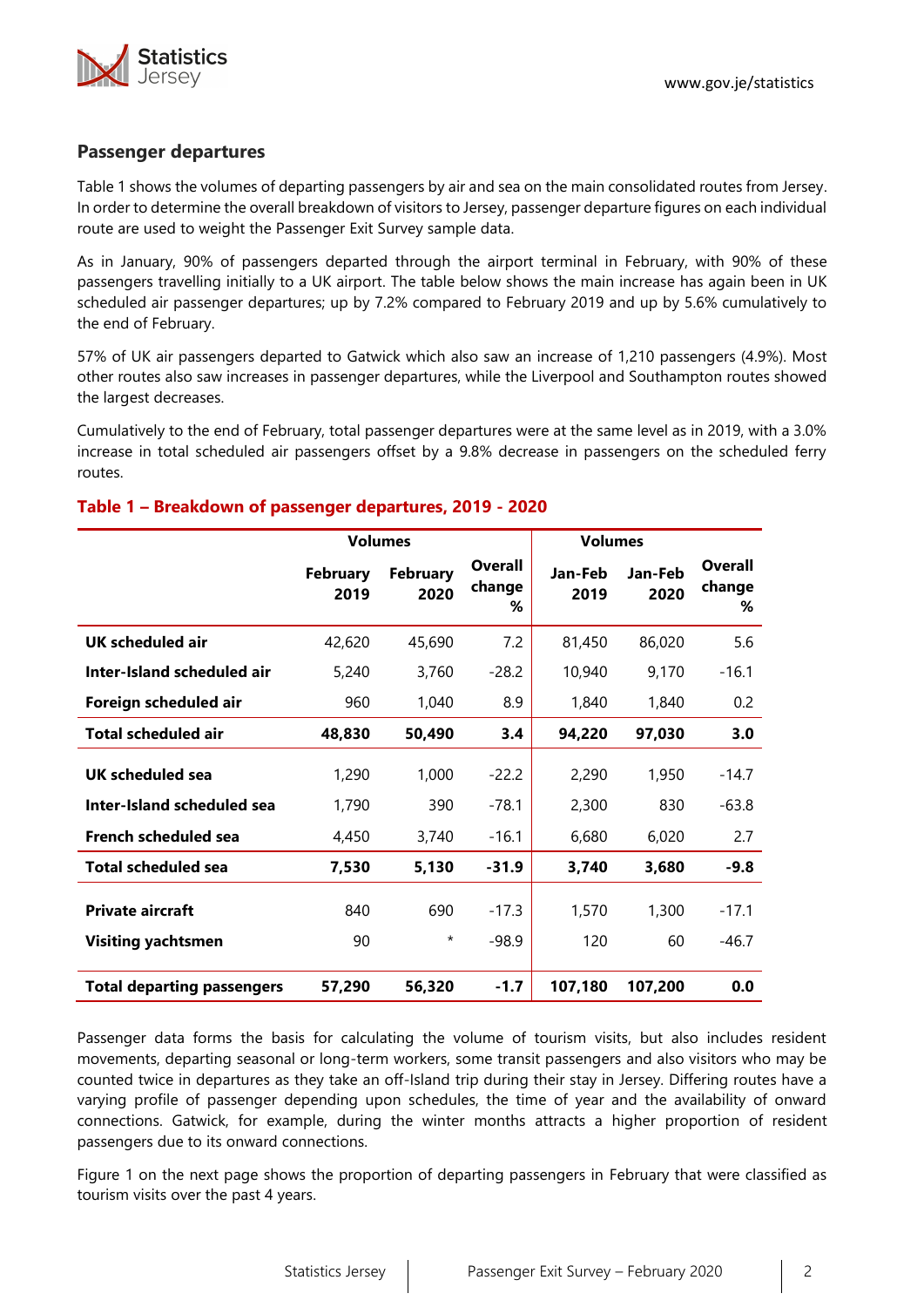## Passenger departures

Table 1 shows the volumes of departing passengers by air and sea on the main consolidated routes from Jersey. In order to determine the overall breakdown of visitors to Jersey, passenger departure figures on each individual route are used to weight the Passenger Exit Survey sample data.

As in January, 90% of passengers departed through the airport terminal in February, with 90% of these passengers travelling initially to a UK airport. The table below shows the main increase has again been in UK scheduled air passenger departures; up by 7.2% compared to February 2019 and up by 5.6% cumulatively to the end of February.

57% of UK air passengers departed to Gatwick which also saw an increase of 1,210 passengers (4.9%). Most other routes also saw increases in passenger departures, while the Liverpool and Southampton routes showed the largest decreases.

Cumulatively to the end of February, total passenger departures were at the same level as in 2019, with a 3.0% increase in total scheduled air passengers offset by a 9.8% decrease in passengers on the scheduled ferry routes.

### Table 1 – Breakdown of passenger departures, 2019 - 2020

| | Volumes | | | Volumes | | |
|---|---|---|---|---|---|---|
| | February 2019 | February 2020 | Overall change % | Jan-Feb 2019 | Jan-Feb 2020 | Overall change % |
| **UK scheduled air** | 42,620 | 45,690 | 7.2 | 81,450 | 86,020 | 5.6 |
| **Inter-Island scheduled air** | 5,240 | 3,760 | -28.2 | 10,940 | 9,170 | -16.1 |
| **Foreign scheduled air** | 960 | 1,040 | 8.9 | 1,840 | 1,840 | 0.2 |
| **Total scheduled air** | **48,830** | **50,490** | **3.4** | **94,220** | **97,030** | **3.0** |
| **UK scheduled sea** | 1,290 | 1,000 | -22.2 | 2,290 | 1,950 | -14.7 |
| **Inter-Island scheduled sea** | 1,790 | 390 | -78.1 | 2,300 | 830 | -63.8 |
| **French scheduled sea** | 4,450 | 3,740 | -16.1 | 6,680 | 6,020 | 2.7 |
| **Total scheduled sea** | **7,530** | **5,130** | **-31.9** | **3,740** | **3,680** | **-9.8** |
| **Private aircraft** | 840 | 690 | -17.3 | 1,570 | 1,300 | -17.1 |
| **Visiting yachtsmen** | 90 | * | -98.9 | 120 | 60 | -46.7 |
| **Total departing passengers** | **57,290** | **56,320** | **-1.7** | **107,180** | **107,200** | **0.0** |

Passenger data forms the basis for calculating the volume of tourism visits, but also includes resident movements, departing seasonal or long-term workers, some transit passengers and also visitors who may be counted twice in departures as they take an off-Island trip during their stay in Jersey. Differing routes have a varying profile of passenger depending upon schedules, the time of year and the availability of onward connections. Gatwick, for example, during the winter months attracts a higher proportion of resident passengers due to its onward connections.

Figure 1 on the next page shows the proportion of departing passengers in February that were classified as tourism visits over the past 4 years.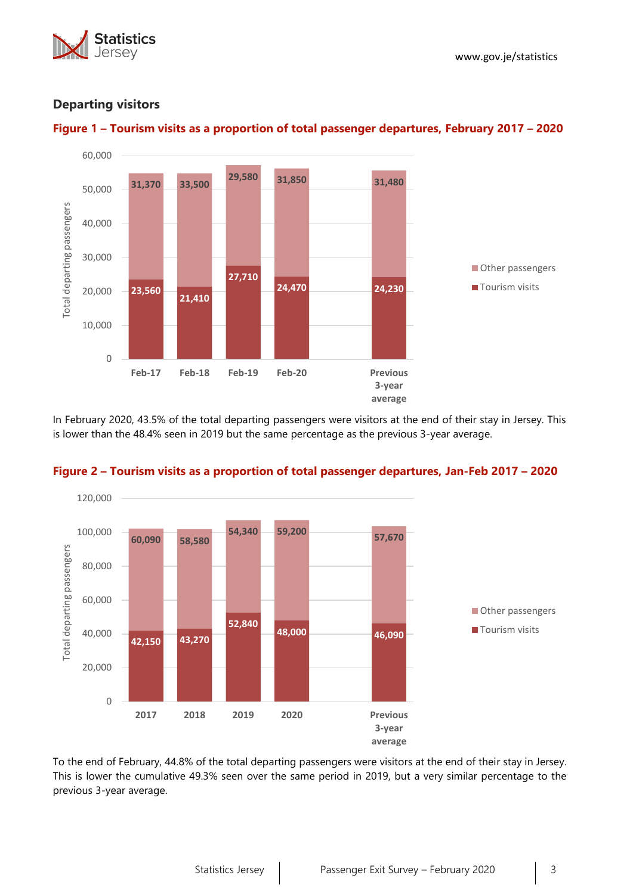## Departing visitors

**Figure 1 – Tourism visits as a proportion of total passenger departures, February 2017 – 2020**

| | Feb-17 | Feb-18 | Feb-19 | Feb-20 | Previous 3-year average |
|---|---|---|---|---|---|
| Other passengers | 31,370 | 33,500 | 29,580 | 31,850 | 31,480 |
| Tourism visits | 23,560 | 21,410 | 27,710 | 24,470 | 24,230 |

In February 2020, 43.5% of the total departing passengers were visitors at the end of their stay in Jersey. This is lower than the 48.4% seen in 2019 but the same percentage as the previous 3-year average.

**Figure 2 – Tourism visits as a proportion of total passenger departures, Jan-Feb 2017 – 2020**

| | 2017 | 2018 | 2019 | 2020 | Previous 3-year average |
|---|---|---|---|---|---|
| Other passengers | 60,090 | 58,580 | 54,340 | 59,200 | 57,670 |
| Tourism visits | 42,150 | 43,270 | 52,840 | 48,000 | 46,090 |

To the end of February, 44.8% of the total departing passengers were visitors at the end of their stay in Jersey. This is lower the cumulative 49.3% seen over the same period in 2019, but a very similar percentage to the previous 3-year average.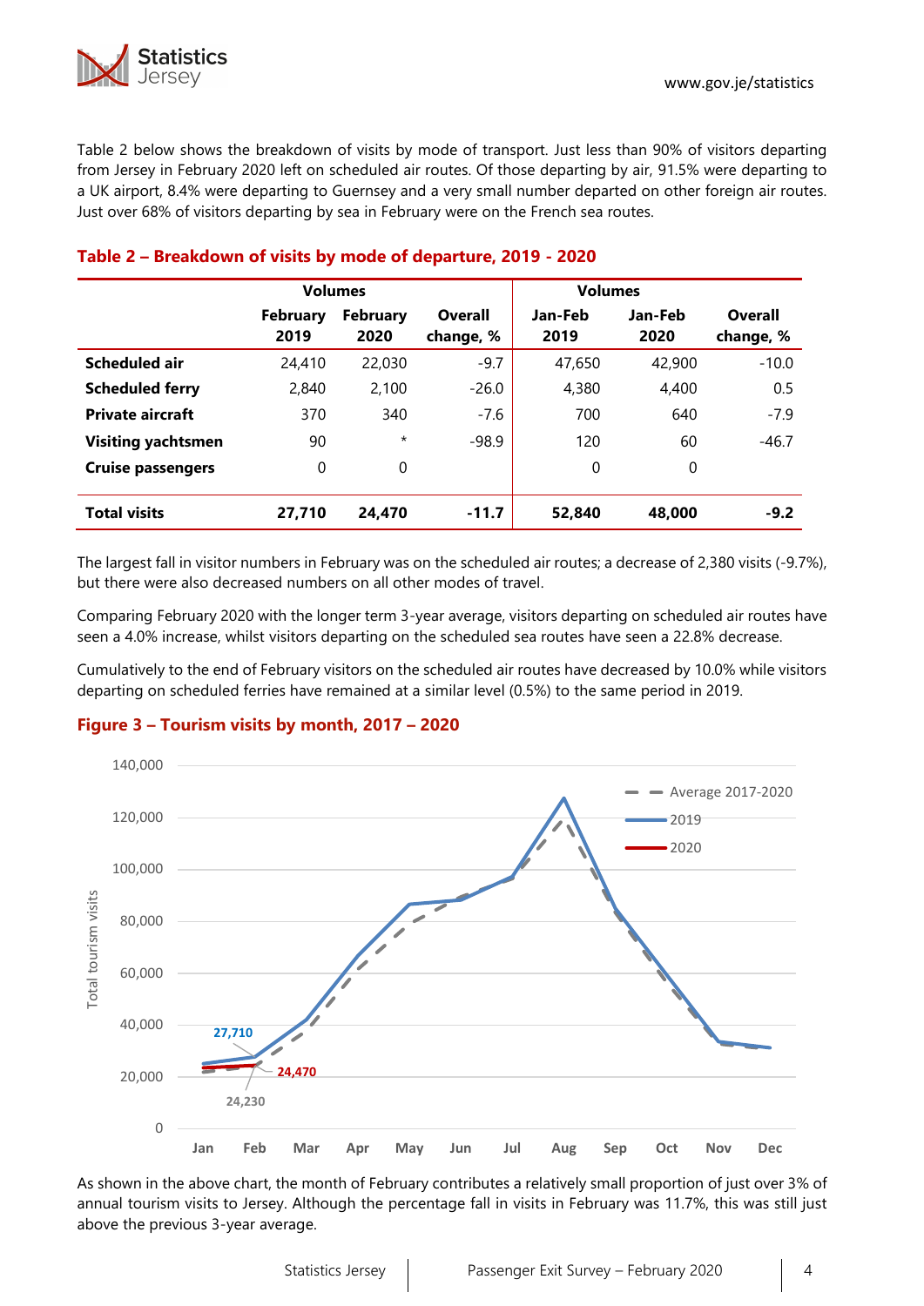Table 2 below shows the breakdown of visits by mode of transport. Just less than 90% of visitors departing from Jersey in February 2020 left on scheduled air routes. Of those departing by air, 91.5% were departing to a UK airport, 8.4% were departing to Guernsey and a very small number departed on other foreign air routes. Just over 68% of visitors departing by sea in February were on the French sea routes.

## Table 2 – Breakdown of visits by mode of departure, 2019 - 2020

| | Volumes | | | Volumes | | |
|---|---|---|---|---|---|---|
| | February 2019 | February 2020 | Overall change, % | Jan-Feb 2019 | Jan-Feb 2020 | Overall change, % |
| **Scheduled air** | 24,410 | 22,030 | -9.7 | 47,650 | 42,900 | -10.0 |
| **Scheduled ferry** | 2,840 | 2,100 | -26.0 | 4,380 | 4,400 | 0.5 |
| **Private aircraft** | 370 | 340 | -7.6 | 700 | 640 | -7.9 |
| **Visiting yachtsmen** | 90 | * | -98.9 | 120 | 60 | -46.7 |
| **Cruise passengers** | 0 | 0 | | 0 | 0 | |
| **Total visits** | **27,710** | **24,470** | **-11.7** | **52,840** | **48,000** | **-9.2** |

The largest fall in visitor numbers in February was on the scheduled air routes; a decrease of 2,380 visits (-9.7%), but there were also decreased numbers on all other modes of travel.

Comparing February 2020 with the longer term 3-year average, visitors departing on scheduled air routes have seen a 4.0% increase, whilst visitors departing on the scheduled sea routes have seen a 22.8% decrease.

Cumulatively to the end of February visitors on the scheduled air routes have decreased by 10.0% while visitors departing on scheduled ferries have remained at a similar level (0.5%) to the same period in 2019.

## Figure 3 – Tourism visits by month, 2017 – 2020

As shown in the above chart, the month of February contributes a relatively small proportion of just over 3% of annual tourism visits to Jersey. Although the percentage fall in visits in February was 11.7%, this was still just above the previous 3-year average.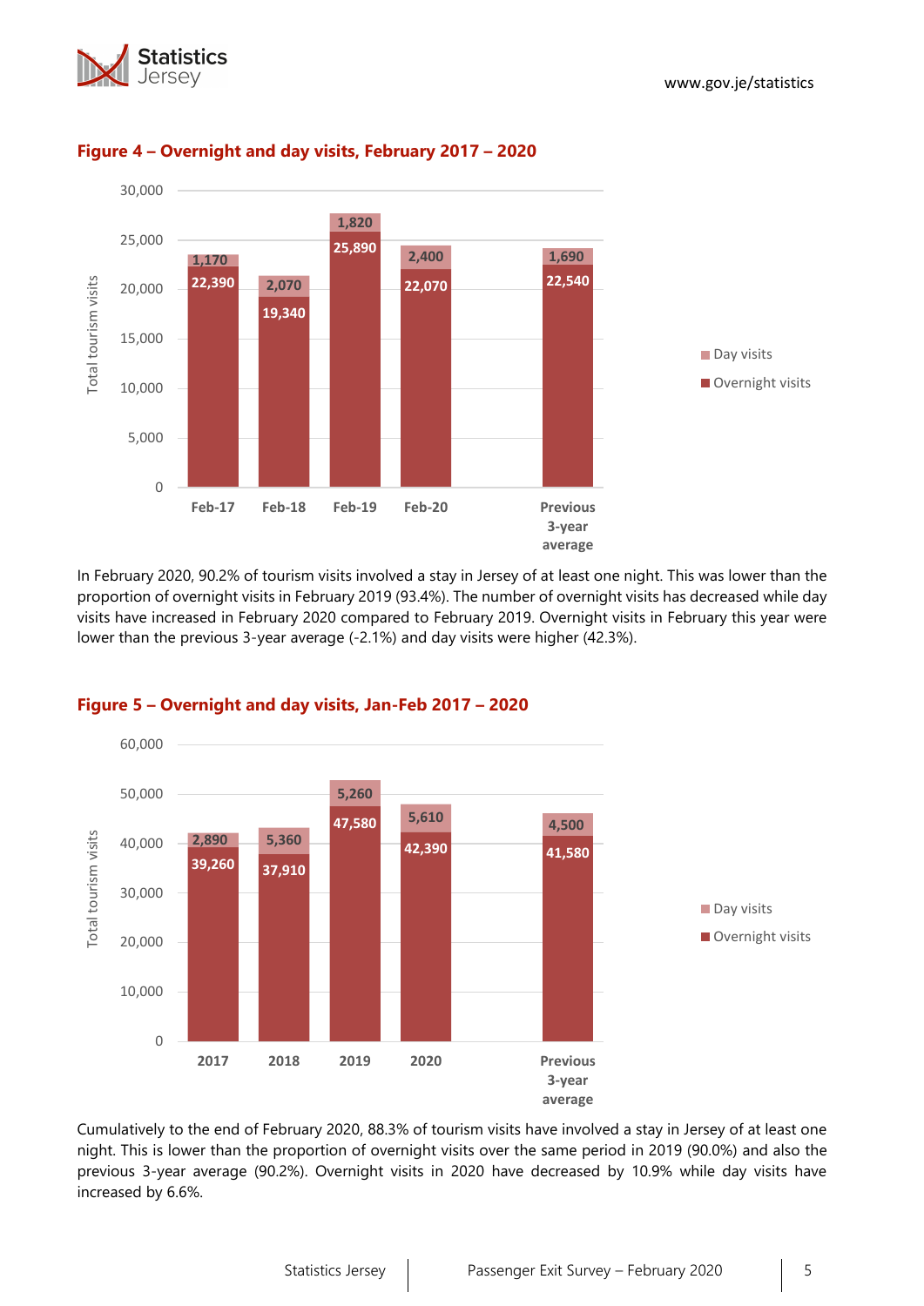**Figure 4 – Overnight and day visits, February 2017 – 2020**

| | Overnight visits | Day visits |
|---|---|---|
| Feb-17 | 22,390 | 1,170 |
| Feb-18 | 19,340 | 2,070 |
| Feb-19 | 25,890 | 1,820 |
| Feb-20 | 22,070 | 2,400 |
| Previous 3-year average | 22,540 | 1,690 |

In February 2020, 90.2% of tourism visits involved a stay in Jersey of at least one night. This was lower than the proportion of overnight visits in February 2019 (93.4%). The number of overnight visits has decreased while day visits have increased in February 2020 compared to February 2019. Overnight visits in February this year were lower than the previous 3-year average (-2.1%) and day visits were higher (42.3%).

**Figure 5 – Overnight and day visits, Jan-Feb 2017 – 2020**

| | Overnight visits | Day visits |
|---|---|---|
| 2017 | 39,260 | 2,890 |
| 2018 | 37,910 | 5,360 |
| 2019 | 47,580 | 5,260 |
| 2020 | 42,390 | 5,610 |
| Previous 3-year average | 41,580 | 4,500 |

Cumulatively to the end of February 2020, 88.3% of tourism visits have involved a stay in Jersey of at least one night. This is lower than the proportion of overnight visits over the same period in 2019 (90.0%) and also the previous 3-year average (90.2%). Overnight visits in 2020 have decreased by 10.9% while day visits have increased by 6.6%.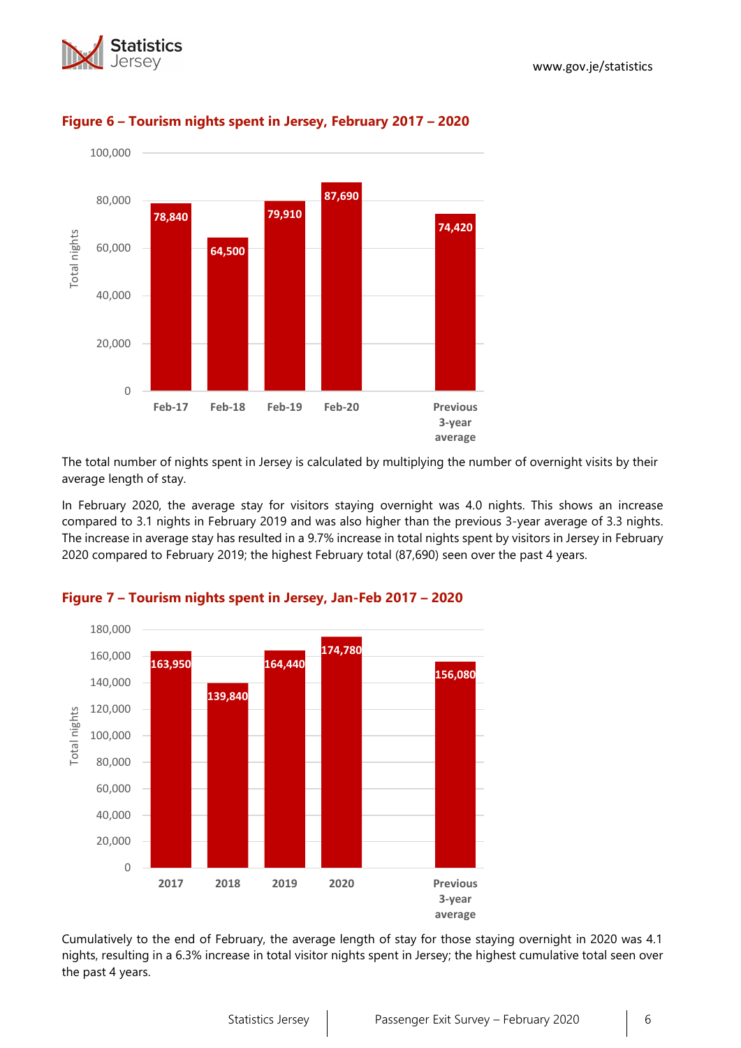**Figure 6 – Tourism nights spent in Jersey, February 2017 – 2020**

| | Total nights |
|---|---|
| Feb-17 | 78,840 |
| Feb-18 | 64,500 |
| Feb-19 | 79,910 |
| Feb-20 | 87,690 |
| Previous 3-year average | 74,420 |

The total number of nights spent in Jersey is calculated by multiplying the number of overnight visits by their average length of stay.

In February 2020, the average stay for visitors staying overnight was 4.0 nights. This shows an increase compared to 3.1 nights in February 2019 and was also higher than the previous 3-year average of 3.3 nights. The increase in average stay has resulted in a 9.7% increase in total nights spent by visitors in Jersey in February 2020 compared to February 2019; the highest February total (87,690) seen over the past 4 years.

**Figure 7 – Tourism nights spent in Jersey, Jan-Feb 2017 – 2020**

| | Total nights |
|---|---|
| 2017 | 163,950 |
| 2018 | 139,840 |
| 2019 | 164,440 |
| 2020 | 174,780 |
| Previous 3-year average | 156,080 |

Cumulatively to the end of February, the average length of stay for those staying overnight in 2020 was 4.1 nights, resulting in a 6.3% increase in total visitor nights spent in Jersey; the highest cumulative total seen over the past 4 years.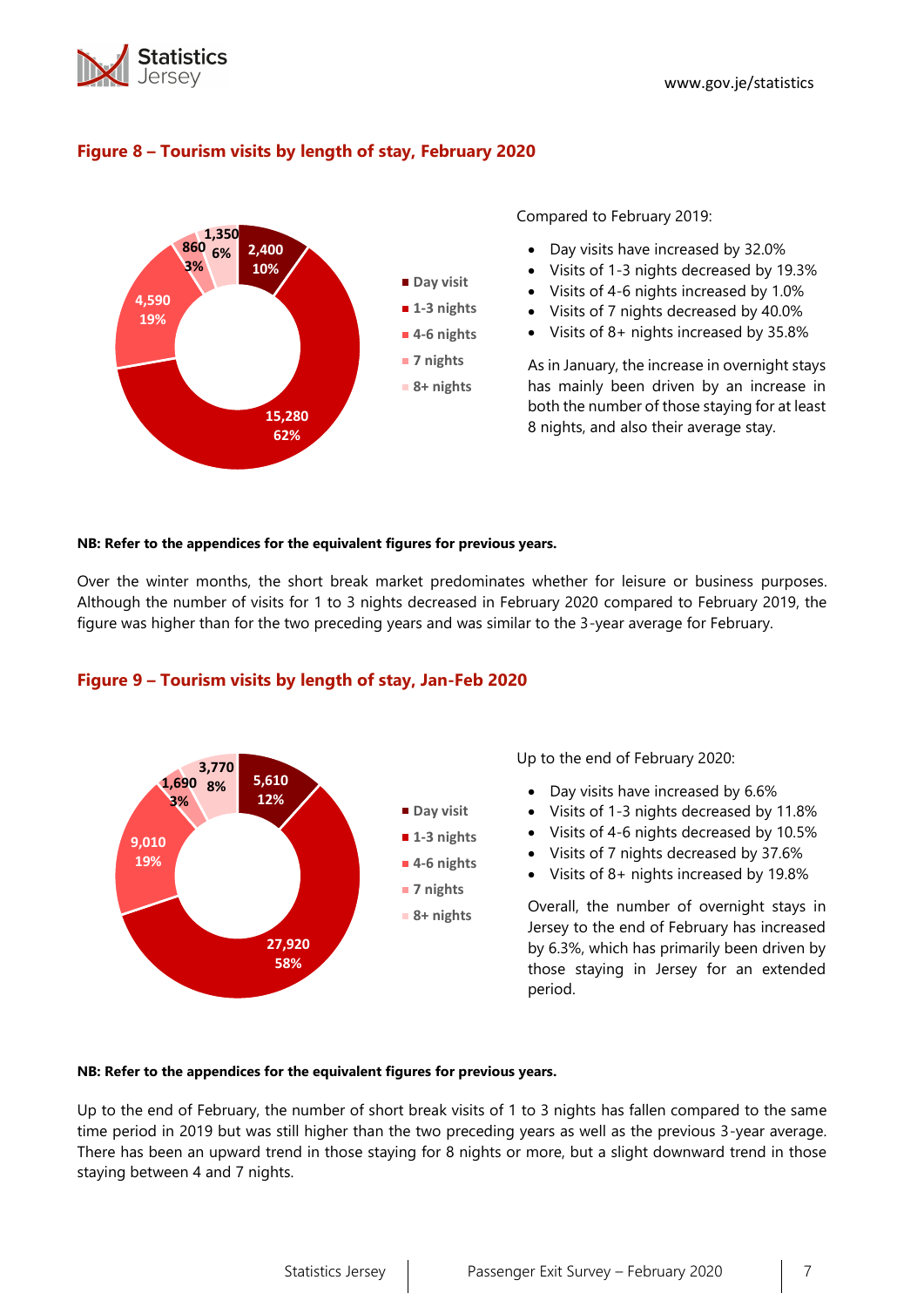## Figure 8 – Tourism visits by length of stay, February 2020

| Length of stay | Visits | % |
|---|---|---|
| Day visit | 2,400 | 10% |
| 1-3 nights | 15,280 | 62% |
| 4-6 nights | 4,590 | 19% |
| 7 nights | 860 | 3% |
| 8+ nights | 1,350 | 6% |

Compared to February 2019:

- Day visits have increased by 32.0%
- Visits of 1-3 nights decreased by 19.3%
- Visits of 4-6 nights increased by 1.0%
- Visits of 7 nights decreased by 40.0%
- Visits of 8+ nights increased by 35.8%

As in January, the increase in overnight stays has mainly been driven by an increase in both the number of those staying for at least 8 nights, and also their average stay.

**NB: Refer to the appendices for the equivalent figures for previous years.**

Over the winter months, the short break market predominates whether for leisure or business purposes. Although the number of visits for 1 to 3 nights decreased in February 2020 compared to February 2019, the figure was higher than for the two preceding years and was similar to the 3-year average for February.

## Figure 9 – Tourism visits by length of stay, Jan-Feb 2020

| Length of stay | Visits | % |
|---|---|---|
| Day visit | 5,610 | 12% |
| 1-3 nights | 27,920 | 58% |
| 4-6 nights | 9,010 | 19% |
| 7 nights | 1,690 | 3% |
| 8+ nights | 3,770 | 8% |

Up to the end of February 2020:

- Day visits have increased by 6.6%
- Visits of 1-3 nights decreased by 11.8%
- Visits of 4-6 nights decreased by 10.5%
- Visits of 7 nights decreased by 37.6%
- Visits of 8+ nights increased by 19.8%

Overall, the number of overnight stays in Jersey to the end of February has increased by 6.3%, which has primarily been driven by those staying in Jersey for an extended period.

**NB: Refer to the appendices for the equivalent figures for previous years.**

Up to the end of February, the number of short break visits of 1 to 3 nights has fallen compared to the same time period in 2019 but was still higher than the two preceding years as well as the previous 3-year average. There has been an upward trend in those staying for 8 nights or more, but a slight downward trend in those staying between 4 and 7 nights.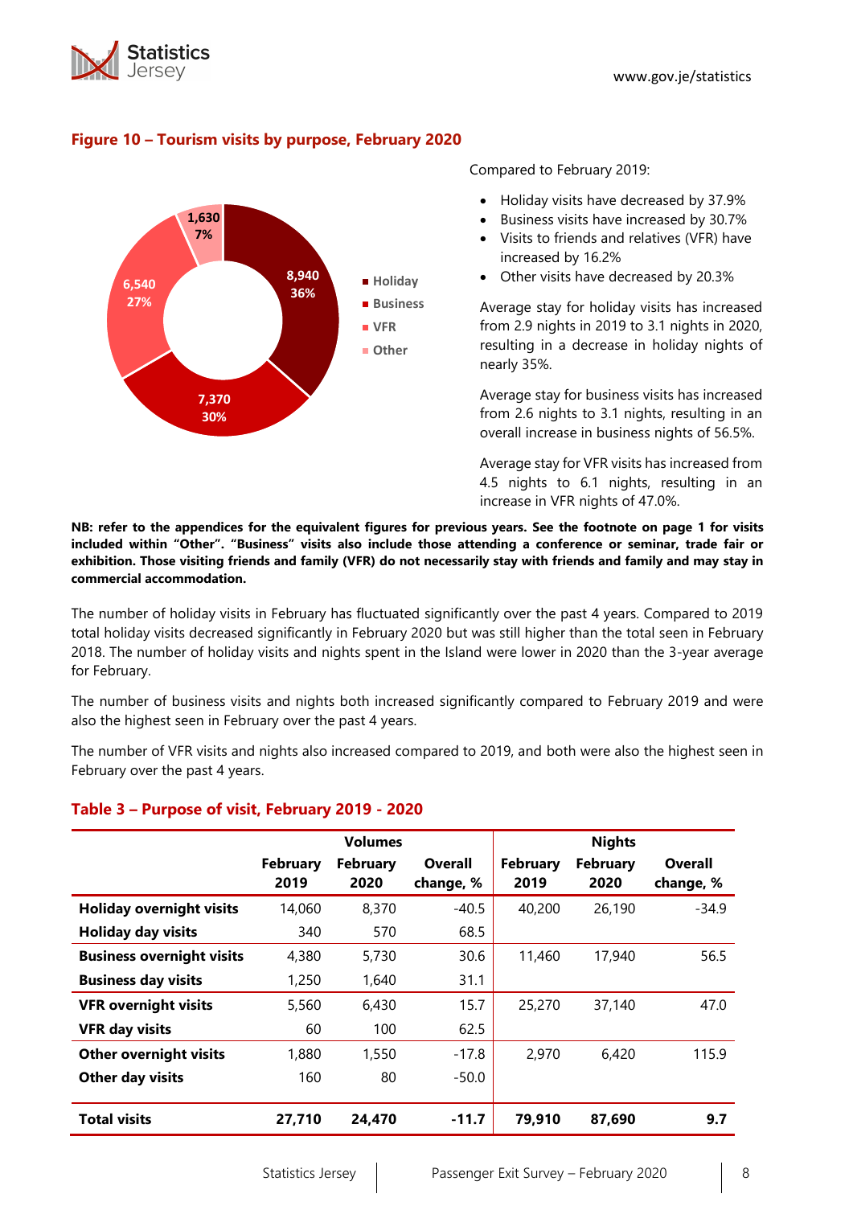### Figure 10 – Tourism visits by purpose, February 2020

| Purpose | Visits | % |
|---|---|---|
| Holiday | 8,940 | 36% |
| Business | 7,370 | 30% |
| VFR | 6,540 | 27% |
| Other | 1,630 | 7% |

Compared to February 2019:

- Holiday visits have decreased by 37.9%
- Business visits have increased by 30.7%
- Visits to friends and relatives (VFR) have increased by 16.2%
- Other visits have decreased by 20.3%

Average stay for holiday visits has increased from 2.9 nights in 2019 to 3.1 nights in 2020, resulting in a decrease in holiday nights of nearly 35%.

Average stay for business visits has increased from 2.6 nights to 3.1 nights, resulting in an overall increase in business nights of 56.5%.

Average stay for VFR visits has increased from 4.5 nights to 6.1 nights, resulting in an increase in VFR nights of 47.0%.

**NB: refer to the appendices for the equivalent figures for previous years. See the footnote on page 1 for visits included within "Other". "Business" visits also include those attending a conference or seminar, trade fair or exhibition. Those visiting friends and family (VFR) do not necessarily stay with friends and family and may stay in commercial accommodation.**

The number of holiday visits in February has fluctuated significantly over the past 4 years. Compared to 2019 total holiday visits decreased significantly in February 2020 but was still higher than the total seen in February 2018. The number of holiday visits and nights spent in the Island were lower in 2020 than the 3-year average for February.

The number of business visits and nights both increased significantly compared to February 2019 and were also the highest seen in February over the past 4 years.

The number of VFR visits and nights also increased compared to 2019, and both were also the highest seen in February over the past 4 years.

### Table 3 – Purpose of visit, February 2019 - 2020

| | Volumes | | | Nights | | |
|---|---|---|---|---|---|---|
| | February 2019 | February 2020 | Overall change, % | February 2019 | February 2020 | Overall change, % |
| **Holiday overnight visits** | 14,060 | 8,370 | -40.5 | 40,200 | 26,190 | -34.9 |
| **Holiday day visits** | 340 | 570 | 68.5 | | | |
| **Business overnight visits** | 4,380 | 5,730 | 30.6 | 11,460 | 17,940 | 56.5 |
| **Business day visits** | 1,250 | 1,640 | 31.1 | | | |
| **VFR overnight visits** | 5,560 | 6,430 | 15.7 | 25,270 | 37,140 | 47.0 |
| **VFR day visits** | 60 | 100 | 62.5 | | | |
| **Other overnight visits** | 1,880 | 1,550 | -17.8 | 2,970 | 6,420 | 115.9 |
| **Other day visits** | 160 | 80 | -50.0 | | | |
| **Total visits** | **27,710** | **24,470** | **-11.7** | **79,910** | **87,690** | **9.7** |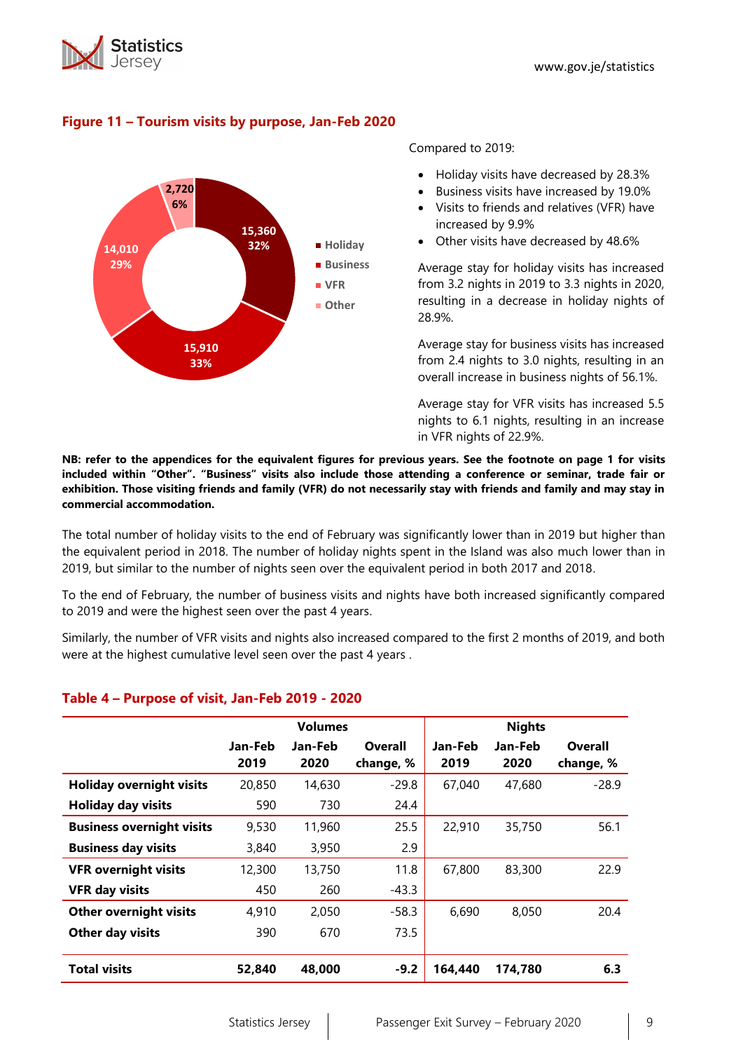### Figure 11 – Tourism visits by purpose, Jan-Feb 2020

- Holiday: 15,360 (32%)
- Business: 15,910 (33%)
- VFR: 14,010 (29%)
- Other: 2,720 (6%)

Compared to 2019:

- Holiday visits have decreased by 28.3%
- Business visits have increased by 19.0%
- Visits to friends and relatives (VFR) have increased by 9.9%
- Other visits have decreased by 48.6%

Average stay for holiday visits has increased from 3.2 nights in 2019 to 3.3 nights in 2020, resulting in a decrease in holiday nights of 28.9%.

Average stay for business visits has increased from 2.4 nights to 3.0 nights, resulting in an overall increase in business nights of 56.1%.

Average stay for VFR visits has increased 5.5 nights to 6.1 nights, resulting in an increase in VFR nights of 22.9%.

**NB: refer to the appendices for the equivalent figures for previous years. See the footnote on page 1 for visits included within "Other". "Business" visits also include those attending a conference or seminar, trade fair or exhibition. Those visiting friends and family (VFR) do not necessarily stay with friends and family and may stay in commercial accommodation.**

The total number of holiday visits to the end of February was significantly lower than in 2019 but higher than the equivalent period in 2018. The number of holiday nights spent in the Island was also much lower than in 2019, but similar to the number of nights seen over the equivalent period in both 2017 and 2018.

To the end of February, the number of business visits and nights have both increased significantly compared to 2019 and were the highest seen over the past 4 years.

Similarly, the number of VFR visits and nights also increased compared to the first 2 months of 2019, and both were at the highest cumulative level seen over the past 4 years .

### Table 4 – Purpose of visit, Jan-Feb 2019 - 2020

| | Volumes | | | Nights | | |
|---|---|---|---|---|---|---|
| | Jan-Feb 2019 | Jan-Feb 2020 | Overall change, % | Jan-Feb 2019 | Jan-Feb 2020 | Overall change, % |
| **Holiday overnight visits** | 20,850 | 14,630 | -29.8 | 67,040 | 47,680 | -28.9 |
| **Holiday day visits** | 590 | 730 | 24.4 | | | |
| **Business overnight visits** | 9,530 | 11,960 | 25.5 | 22,910 | 35,750 | 56.1 |
| **Business day visits** | 3,840 | 3,950 | 2.9 | | | |
| **VFR overnight visits** | 12,300 | 13,750 | 11.8 | 67,800 | 83,300 | 22.9 |
| **VFR day visits** | 450 | 260 | -43.3 | | | |
| **Other overnight visits** | 4,910 | 2,050 | -58.3 | 6,690 | 8,050 | 20.4 |
| **Other day visits** | 390 | 670 | 73.5 | | | |
| **Total visits** | **52,840** | **48,000** | **-9.2** | **164,440** | **174,780** | **6.3** |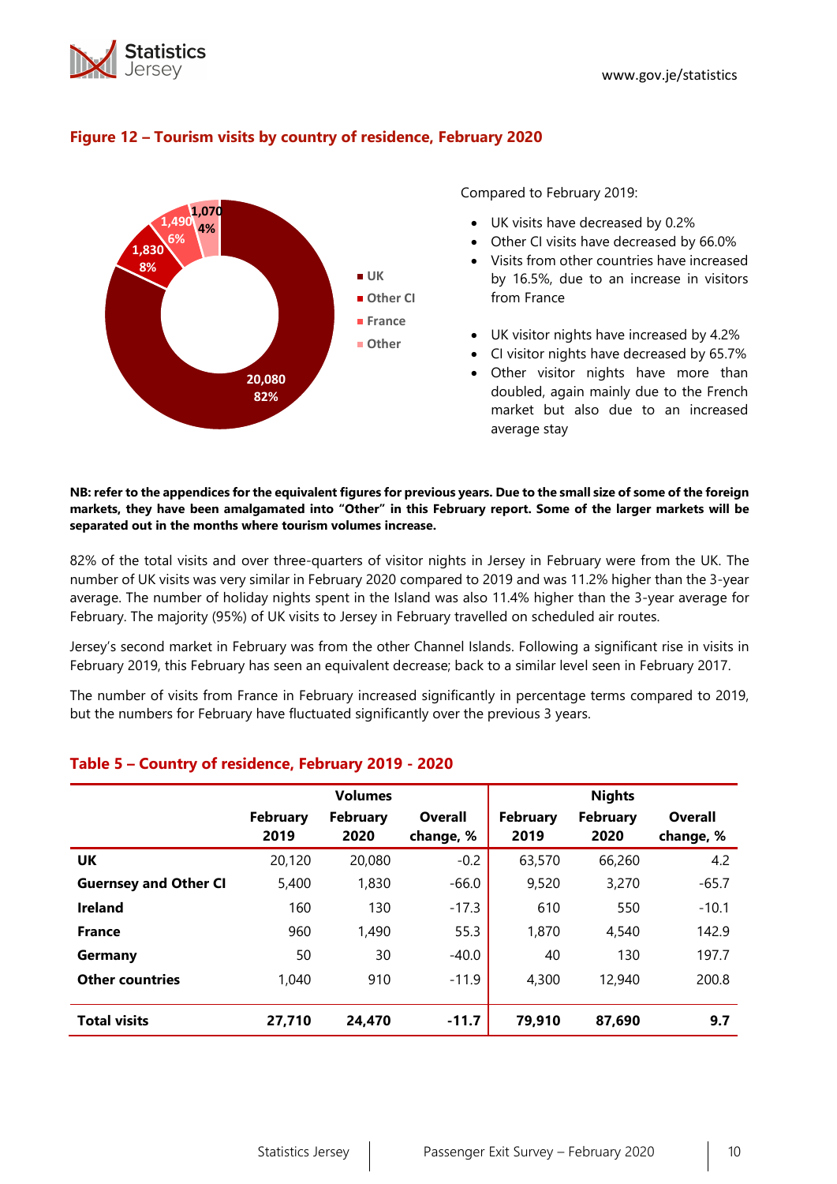## Figure 12 – Tourism visits by country of residence, February 2020

- UK: 20,080 (82%)
- Other CI: 1,830 (8%)
- France: 1,490 (6%)
- Other: 1,070 (4%)

Compared to February 2019:

- UK visits have decreased by 0.2%
- Other CI visits have decreased by 66.0%
- Visits from other countries have increased by 16.5%, due to an increase in visitors from France

- UK visitor nights have increased by 4.2%
- CI visitor nights have decreased by 65.7%
- Other visitor nights have more than doubled, again mainly due to the French market but also due to an increased average stay

**NB: refer to the appendices for the equivalent figures for previous years. Due to the small size of some of the foreign markets, they have been amalgamated into "Other" in this February report. Some of the larger markets will be separated out in the months where tourism volumes increase.**

82% of the total visits and over three-quarters of visitor nights in Jersey in February were from the UK. The number of UK visits was very similar in February 2020 compared to 2019 and was 11.2% higher than the 3-year average. The number of holiday nights spent in the Island was also 11.4% higher than the 3-year average for February. The majority (95%) of UK visits to Jersey in February travelled on scheduled air routes.

Jersey's second market in February was from the other Channel Islands. Following a significant rise in visits in February 2019, this February has seen an equivalent decrease; back to a similar level seen in February 2017.

The number of visits from France in February increased significantly in percentage terms compared to 2019, but the numbers for February have fluctuated significantly over the previous 3 years.

## Table 5 – Country of residence, February 2019 - 2020

| | Volumes | | | Nights | | |
|---|---|---|---|---|---|---|
| | February 2019 | February 2020 | Overall change, % | February 2019 | February 2020 | Overall change, % |
| **UK** | 20,120 | 20,080 | -0.2 | 63,570 | 66,260 | 4.2 |
| **Guernsey and Other CI** | 5,400 | 1,830 | -66.0 | 9,520 | 3,270 | -65.7 |
| **Ireland** | 160 | 130 | -17.3 | 610 | 550 | -10.1 |
| **France** | 960 | 1,490 | 55.3 | 1,870 | 4,540 | 142.9 |
| **Germany** | 50 | 30 | -40.0 | 40 | 130 | 197.7 |
| **Other countries** | 1,040 | 910 | -11.9 | 4,300 | 12,940 | 200.8 |
| **Total visits** | **27,710** | **24,470** | **-11.7** | **79,910** | **87,690** | **9.7** |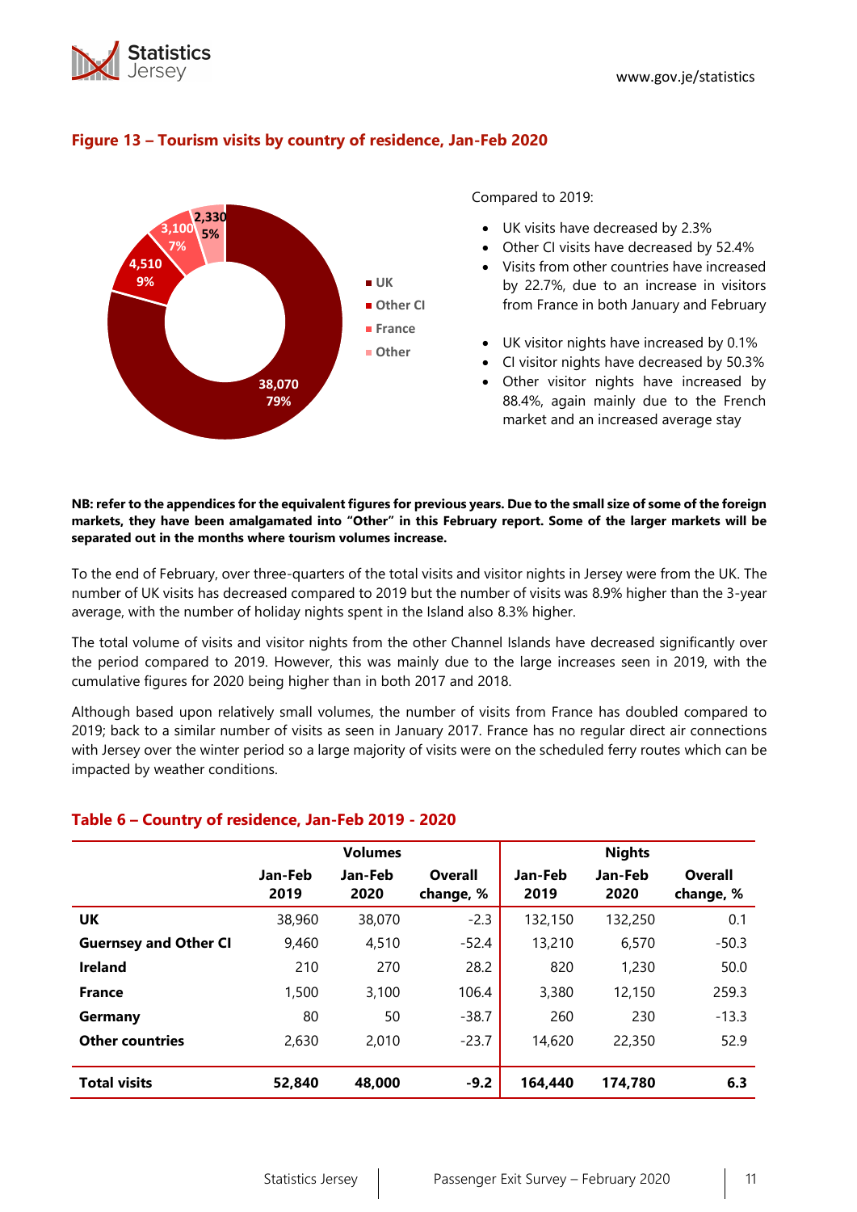### Figure 13 – Tourism visits by country of residence, Jan-Feb 2020

- UK: 38,070 (79%)
- Other CI: 4,510 (9%)
- France: 3,100 (7%)
- Other: 2,330 (5%)

Compared to 2019:

- UK visits have decreased by 2.3%
- Other CI visits have decreased by 52.4%
- Visits from other countries have increased by 22.7%, due to an increase in visitors from France in both January and February

- UK visitor nights have increased by 0.1%
- CI visitor nights have decreased by 50.3%
- Other visitor nights have increased by 88.4%, again mainly due to the French market and an increased average stay

**NB: refer to the appendices for the equivalent figures for previous years. Due to the small size of some of the foreign markets, they have been amalgamated into "Other" in this February report. Some of the larger markets will be separated out in the months where tourism volumes increase.**

To the end of February, over three-quarters of the total visits and visitor nights in Jersey were from the UK. The number of UK visits has decreased compared to 2019 but the number of visits was 8.9% higher than the 3-year average, with the number of holiday nights spent in the Island also 8.3% higher.

The total volume of visits and visitor nights from the other Channel Islands have decreased significantly over the period compared to 2019. However, this was mainly due to the large increases seen in 2019, with the cumulative figures for 2020 being higher than in both 2017 and 2018.

Although based upon relatively small volumes, the number of visits from France has doubled compared to 2019; back to a similar number of visits as seen in January 2017. France has no regular direct air connections with Jersey over the winter period so a large majority of visits were on the scheduled ferry routes which can be impacted by weather conditions.

### Table 6 – Country of residence, Jan-Feb 2019 - 2020

| | Volumes | | | Nights | | |
|---|---|---|---|---|---|---|
| | Jan-Feb 2019 | Jan-Feb 2020 | Overall change, % | Jan-Feb 2019 | Jan-Feb 2020 | Overall change, % |
| **UK** | 38,960 | 38,070 | -2.3 | 132,150 | 132,250 | 0.1 |
| **Guernsey and Other CI** | 9,460 | 4,510 | -52.4 | 13,210 | 6,570 | -50.3 |
| **Ireland** | 210 | 270 | 28.2 | 820 | 1,230 | 50.0 |
| **France** | 1,500 | 3,100 | 106.4 | 3,380 | 12,150 | 259.3 |
| **Germany** | 80 | 50 | -38.7 | 260 | 230 | -13.3 |
| **Other countries** | 2,630 | 2,010 | -23.7 | 14,620 | 22,350 | 52.9 |
| **Total visits** | **52,840** | **48,000** | **-9.2** | **164,440** | **174,780** | **6.3** |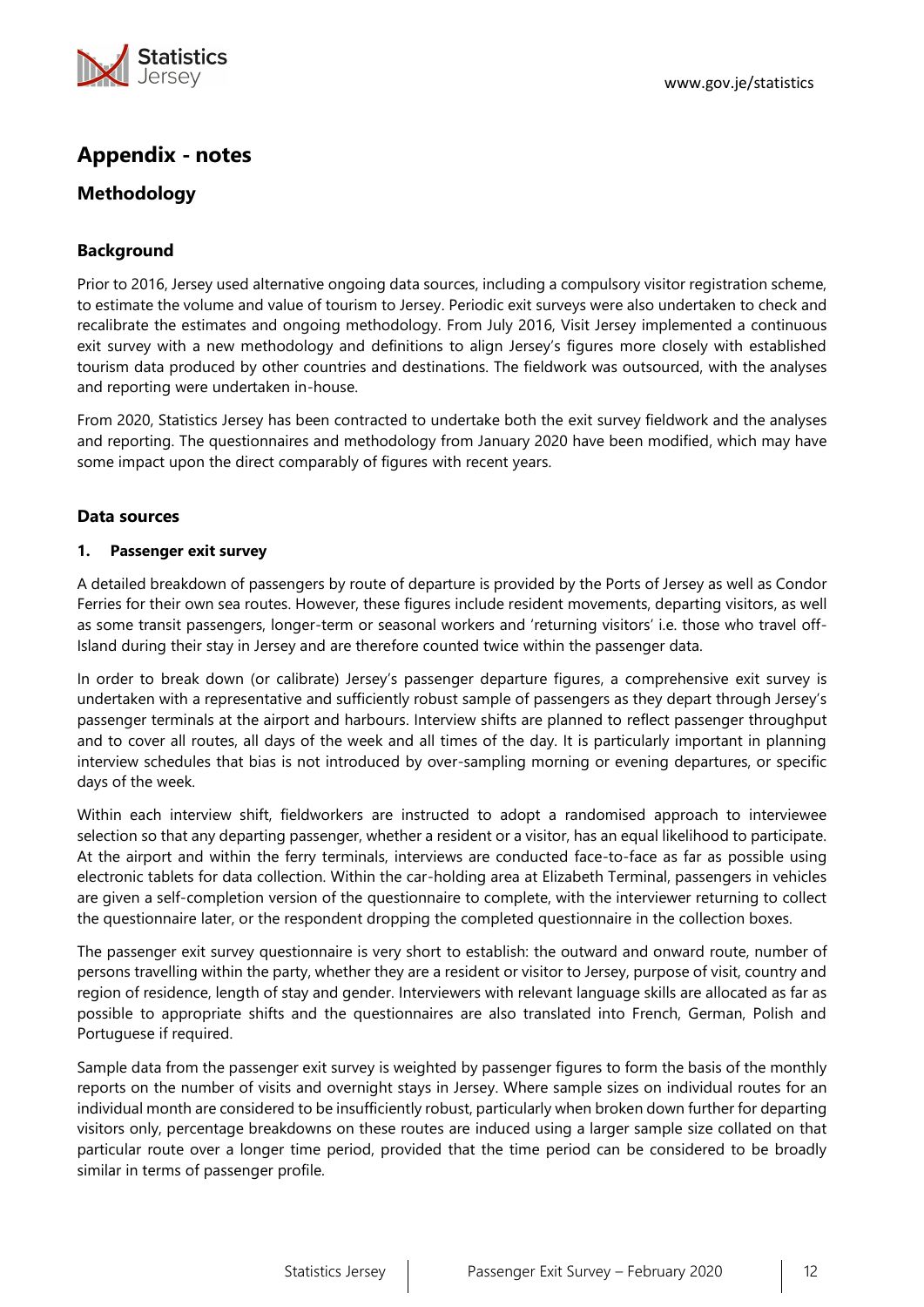# Appendix - notes

## Methodology

### Background

Prior to 2016, Jersey used alternative ongoing data sources, including a compulsory visitor registration scheme, to estimate the volume and value of tourism to Jersey. Periodic exit surveys were also undertaken to check and recalibrate the estimates and ongoing methodology. From July 2016, Visit Jersey implemented a continuous exit survey with a new methodology and definitions to align Jersey's figures more closely with established tourism data produced by other countries and destinations. The fieldwork was outsourced, with the analyses and reporting were undertaken in-house.

From 2020, Statistics Jersey has been contracted to undertake both the exit survey fieldwork and the analyses and reporting. The questionnaires and methodology from January 2020 have been modified, which may have some impact upon the direct comparably of figures with recent years.

### Data sources

**1. Passenger exit survey**

A detailed breakdown of passengers by route of departure is provided by the Ports of Jersey as well as Condor Ferries for their own sea routes. However, these figures include resident movements, departing visitors, as well as some transit passengers, longer-term or seasonal workers and 'returning visitors' i.e. those who travel off-Island during their stay in Jersey and are therefore counted twice within the passenger data.

In order to break down (or calibrate) Jersey's passenger departure figures, a comprehensive exit survey is undertaken with a representative and sufficiently robust sample of passengers as they depart through Jersey's passenger terminals at the airport and harbours. Interview shifts are planned to reflect passenger throughput and to cover all routes, all days of the week and all times of the day. It is particularly important in planning interview schedules that bias is not introduced by over-sampling morning or evening departures, or specific days of the week.

Within each interview shift, fieldworkers are instructed to adopt a randomised approach to interviewee selection so that any departing passenger, whether a resident or a visitor, has an equal likelihood to participate. At the airport and within the ferry terminals, interviews are conducted face-to-face as far as possible using electronic tablets for data collection. Within the car-holding area at Elizabeth Terminal, passengers in vehicles are given a self-completion version of the questionnaire to complete, with the interviewer returning to collect the questionnaire later, or the respondent dropping the completed questionnaire in the collection boxes.

The passenger exit survey questionnaire is very short to establish: the outward and onward route, number of persons travelling within the party, whether they are a resident or visitor to Jersey, purpose of visit, country and region of residence, length of stay and gender. Interviewers with relevant language skills are allocated as far as possible to appropriate shifts and the questionnaires are also translated into French, German, Polish and Portuguese if required.

Sample data from the passenger exit survey is weighted by passenger figures to form the basis of the monthly reports on the number of visits and overnight stays in Jersey. Where sample sizes on individual routes for an individual month are considered to be insufficiently robust, particularly when broken down further for departing visitors only, percentage breakdowns on these routes are induced using a larger sample size collated on that particular route over a longer time period, provided that the time period can be considered to be broadly similar in terms of passenger profile.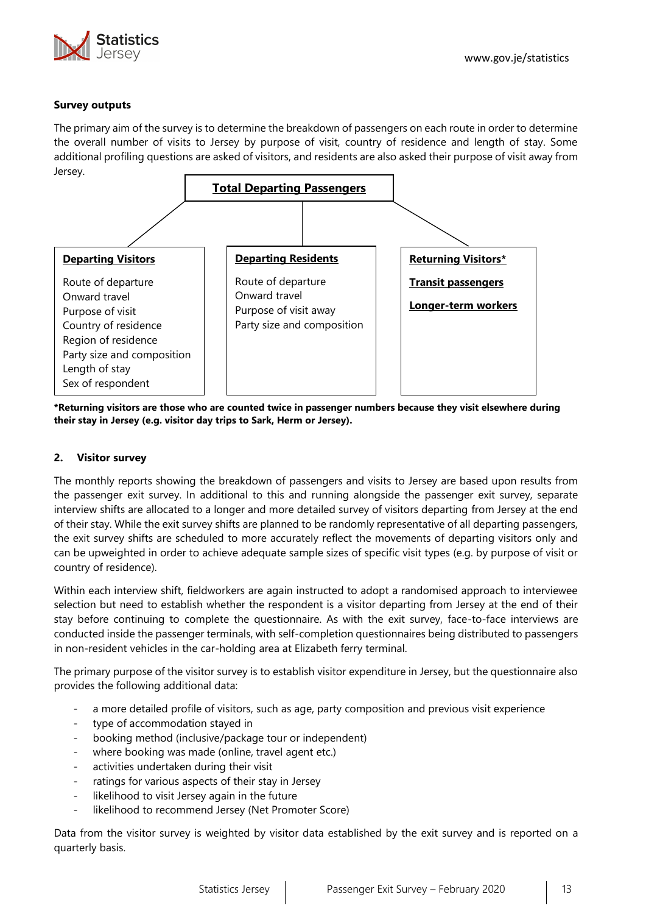**Survey outputs**

The primary aim of the survey is to determine the breakdown of passengers on each route in order to determine the overall number of visits to Jersey by purpose of visit, country of residence and length of stay. Some additional profiling questions are asked of visitors, and residents are also asked their purpose of visit away from Jersey.

**Total Departing Passengers**

| Departing Visitors | Departing Residents | Returning Visitors* |
|---|---|---|
| Route of departure | Route of departure | Transit passengers |
| Onward travel | Onward travel | Longer-term workers |
| Purpose of visit | Purpose of visit away | |
| Country of residence | Party size and composition | |
| Region of residence | | |
| Party size and composition | | |
| Length of stay | | |
| Sex of respondent | | |

***Returning visitors are those who are counted twice in passenger numbers because they visit elsewhere during their stay in Jersey (e.g. visitor day trips to Sark, Herm or Jersey).**

## 2. Visitor survey

The monthly reports showing the breakdown of passengers and visits to Jersey are based upon results from the passenger exit survey. In additional to this and running alongside the passenger exit survey, separate interview shifts are allocated to a longer and more detailed survey of visitors departing from Jersey at the end of their stay. While the exit survey shifts are planned to be randomly representative of all departing passengers, the exit survey shifts are scheduled to more accurately reflect the movements of departing visitors only and can be upweighted in order to achieve adequate sample sizes of specific visit types (e.g. by purpose of visit or country of residence).

Within each interview shift, fieldworkers are again instructed to adopt a randomised approach to interviewee selection but need to establish whether the respondent is a visitor departing from Jersey at the end of their stay before continuing to complete the questionnaire. As with the exit survey, face-to-face interviews are conducted inside the passenger terminals, with self-completion questionnaires being distributed to passengers in non-resident vehicles in the car-holding area at Elizabeth ferry terminal.

The primary purpose of the visitor survey is to establish visitor expenditure in Jersey, but the questionnaire also provides the following additional data:

- a more detailed profile of visitors, such as age, party composition and previous visit experience
- type of accommodation stayed in
- booking method (inclusive/package tour or independent)
- where booking was made (online, travel agent etc.)
- activities undertaken during their visit
- ratings for various aspects of their stay in Jersey
- likelihood to visit Jersey again in the future
- likelihood to recommend Jersey (Net Promoter Score)

Data from the visitor survey is weighted by visitor data established by the exit survey and is reported on a quarterly basis.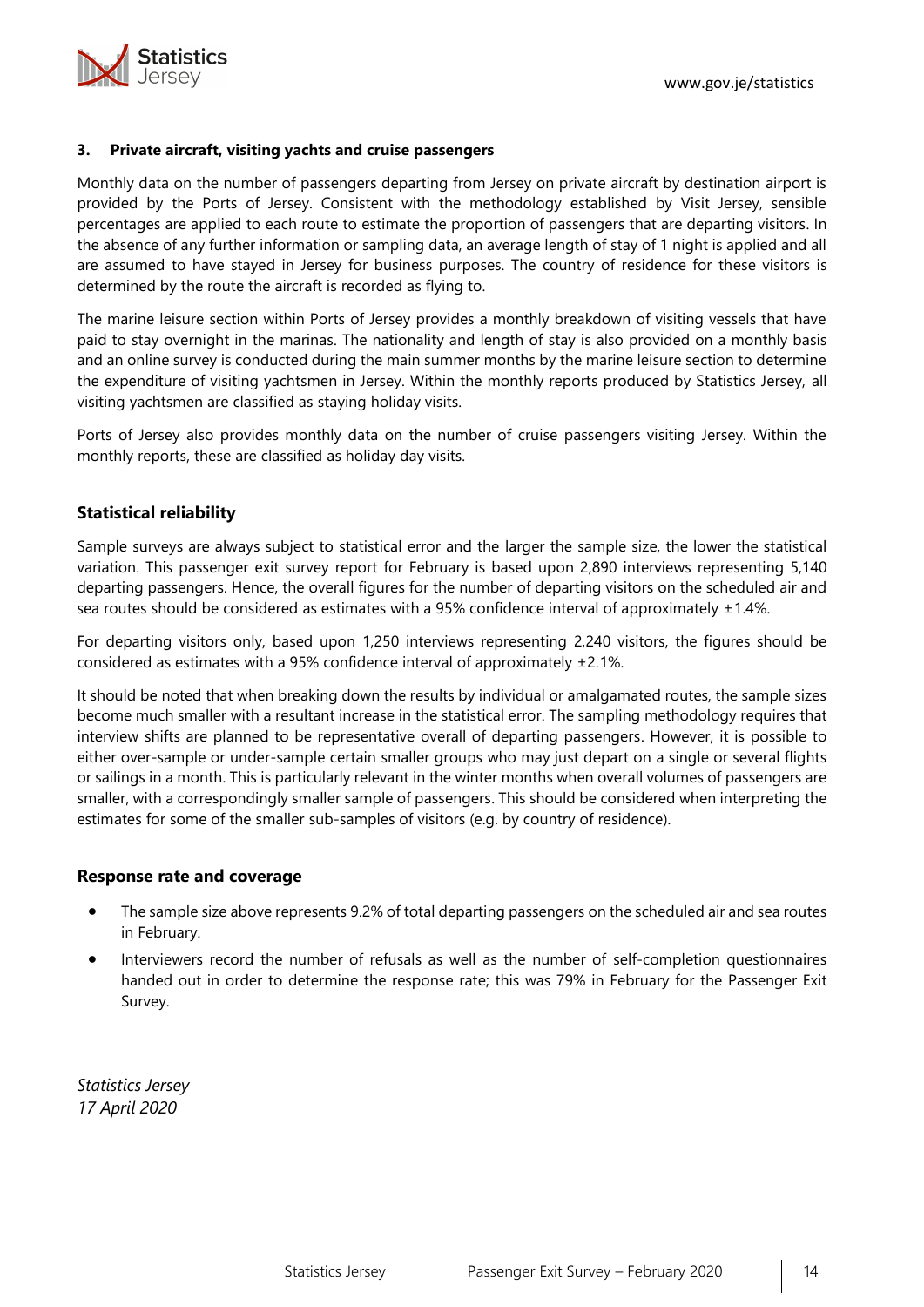### 3. Private aircraft, visiting yachts and cruise passengers

Monthly data on the number of passengers departing from Jersey on private aircraft by destination airport is provided by the Ports of Jersey. Consistent with the methodology established by Visit Jersey, sensible percentages are applied to each route to estimate the proportion of passengers that are departing visitors. In the absence of any further information or sampling data, an average length of stay of 1 night is applied and all are assumed to have stayed in Jersey for business purposes. The country of residence for these visitors is determined by the route the aircraft is recorded as flying to.

The marine leisure section within Ports of Jersey provides a monthly breakdown of visiting vessels that have paid to stay overnight in the marinas. The nationality and length of stay is also provided on a monthly basis and an online survey is conducted during the main summer months by the marine leisure section to determine the expenditure of visiting yachtsmen in Jersey. Within the monthly reports produced by Statistics Jersey, all visiting yachtsmen are classified as staying holiday visits.

Ports of Jersey also provides monthly data on the number of cruise passengers visiting Jersey. Within the monthly reports, these are classified as holiday day visits.

## Statistical reliability

Sample surveys are always subject to statistical error and the larger the sample size, the lower the statistical variation. This passenger exit survey report for February is based upon 2,890 interviews representing 5,140 departing passengers. Hence, the overall figures for the number of departing visitors on the scheduled air and sea routes should be considered as estimates with a 95% confidence interval of approximately ±1.4%.

For departing visitors only, based upon 1,250 interviews representing 2,240 visitors, the figures should be considered as estimates with a 95% confidence interval of approximately ±2.1%.

It should be noted that when breaking down the results by individual or amalgamated routes, the sample sizes become much smaller with a resultant increase in the statistical error. The sampling methodology requires that interview shifts are planned to be representative overall of departing passengers. However, it is possible to either over-sample or under-sample certain smaller groups who may just depart on a single or several flights or sailings in a month. This is particularly relevant in the winter months when overall volumes of passengers are smaller, with a correspondingly smaller sample of passengers. This should be considered when interpreting the estimates for some of the smaller sub-samples of visitors (e.g. by country of residence).

## Response rate and coverage

- The sample size above represents 9.2% of total departing passengers on the scheduled air and sea routes in February.
- Interviewers record the number of refusals as well as the number of self-completion questionnaires handed out in order to determine the response rate; this was 79% in February for the Passenger Exit Survey.

*Statistics Jersey*
*17 April 2020*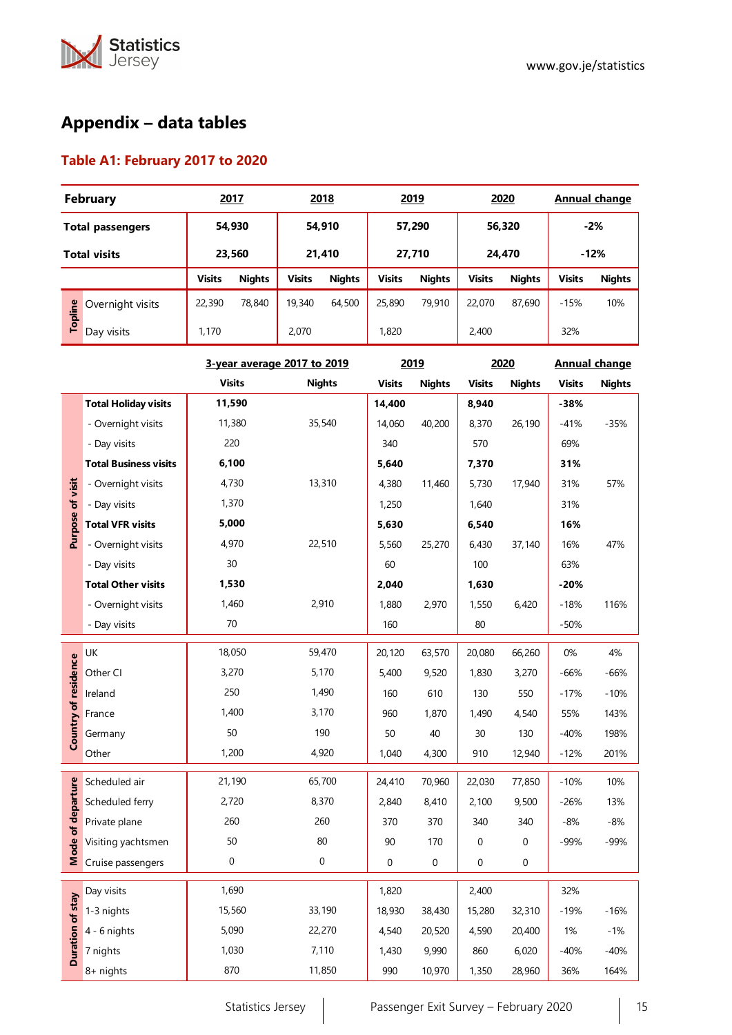## Appendix – data tables

### Table A1: February 2017 to 2020

| February | | 2017 | | 2018 | | 2019 | | 2020 | | Annual change | |
|---|---|---|---|---|---|---|---|---|---|---|---|
| Total passengers | | 54,930 | | 54,910 | | 57,290 | | 56,320 | | -2% | |
| Total visits | | 23,560 | | 21,410 | | 27,710 | | 24,470 | | -12% | |
| | | Visits | Nights | Visits | Nights | Visits | Nights | Visits | Nights | Visits | Nights |
| Topline | Overnight visits | 22,390 | 78,840 | 19,340 | 64,500 | 25,890 | 79,910 | 22,070 | 87,690 | -15% | 10% |
| | Day visits | 1,170 | | 2,070 | | 1,820 | | 2,400 | | 32% | |

| | | 3-year average 2017 to 2019 | | 2019 | | 2020 | | Annual change | |
|---|---|---|---|---|---|---|---|---|---|
| | | Visits | Nights | Visits | Nights | Visits | Nights | Visits | Nights |
| Purpose of visit | **Total Holiday visits** | **11,590** | | **14,400** | | **8,940** | | **-38%** | |
| | - Overnight visits | 11,380 | 35,540 | 14,060 | 40,200 | 8,370 | 26,190 | -41% | -35% |
| | - Day visits | 220 | | 340 | | 570 | | 69% | |
| | **Total Business visits** | **6,100** | | **5,640** | | **7,370** | | **31%** | |
| | - Overnight visits | 4,730 | 13,310 | 4,380 | 11,460 | 5,730 | 17,940 | 31% | 57% |
| | - Day visits | 1,370 | | 1,250 | | 1,640 | | 31% | |
| | **Total VFR visits** | **5,000** | | **5,630** | | **6,540** | | **16%** | |
| | - Overnight visits | 4,970 | 22,510 | 5,560 | 25,270 | 6,430 | 37,140 | 16% | 47% |
| | - Day visits | 30 | | 60 | | 100 | | 63% | |
| | **Total Other visits** | **1,530** | | **2,040** | | **1,630** | | **-20%** | |
| | - Overnight visits | 1,460 | 2,910 | 1,880 | 2,970 | 1,550 | 6,420 | -18% | 116% |
| | - Day visits | 70 | | 160 | | 80 | | -50% | |
| Country of residence | UK | 18,050 | 59,470 | 20,120 | 63,570 | 20,080 | 66,260 | 0% | 4% |
| | Other CI | 3,270 | 5,170 | 5,400 | 9,520 | 1,830 | 3,270 | -66% | -66% |
| | Ireland | 250 | 1,490 | 160 | 610 | 130 | 550 | -17% | -10% |
| | France | 1,400 | 3,170 | 960 | 1,870 | 1,490 | 4,540 | 55% | 143% |
| | Germany | 50 | 190 | 50 | 40 | 30 | 130 | -40% | 198% |
| | Other | 1,200 | 4,920 | 1,040 | 4,300 | 910 | 12,940 | -12% | 201% |
| Mode of departure | Scheduled air | 21,190 | 65,700 | 24,410 | 70,960 | 22,030 | 77,850 | -10% | 10% |
| | Scheduled ferry | 2,720 | 8,370 | 2,840 | 8,410 | 2,100 | 9,500 | -26% | 13% |
| | Private plane | 260 | 260 | 370 | 370 | 340 | 340 | -8% | -8% |
| | Visiting yachtsmen | 50 | 80 | 90 | 170 | 0 | 0 | -99% | -99% |
| | Cruise passengers | 0 | 0 | 0 | 0 | 0 | 0 | | |
| Duration of stay | Day visits | 1,690 | | 1,820 | | 2,400 | | 32% | |
| | 1-3 nights | 15,560 | 33,190 | 18,930 | 38,430 | 15,280 | 32,310 | -19% | -16% |
| | 4 - 6 nights | 5,090 | 22,270 | 4,540 | 20,520 | 4,590 | 20,400 | 1% | -1% |
| | 7 nights | 1,030 | 7,110 | 1,430 | 9,990 | 860 | 6,020 | -40% | -40% |
| | 8+ nights | 870 | 11,850 | 990 | 10,970 | 1,350 | 28,960 | 36% | 164% |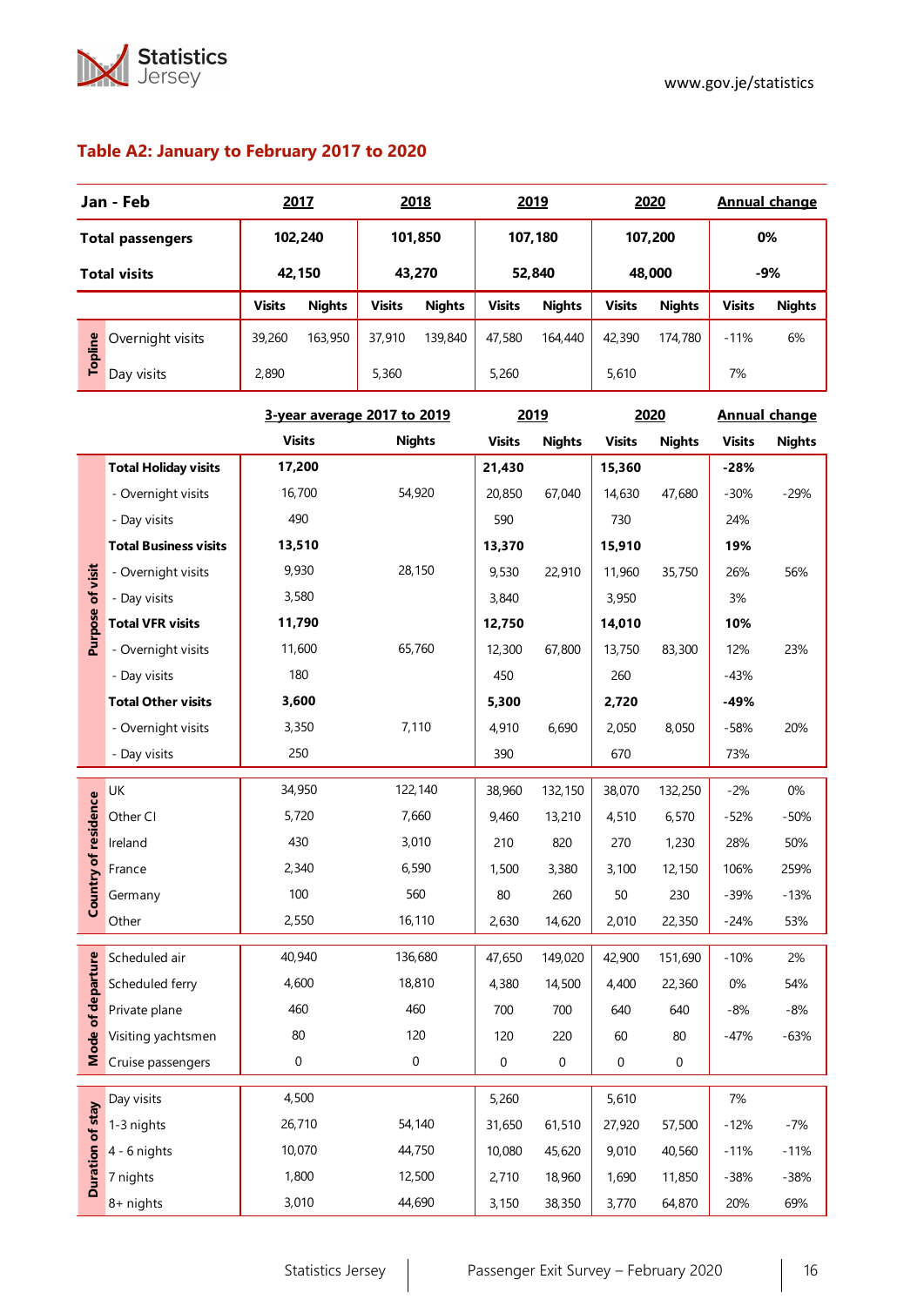## Table A2: January to February 2017 to 2020

| Jan - Feb | | 2017 | | 2018 | | 2019 | | 2020 | | Annual change | |
|---|---|---|---|---|---|---|---|---|---|---|---|
| Total passengers | | 102,240 | | 101,850 | | 107,180 | | 107,200 | | 0% | |
| Total visits | | 42,150 | | 43,270 | | 52,840 | | 48,000 | | -9% | |
| | | Visits | Nights | Visits | Nights | Visits | Nights | Visits | Nights | Visits | Nights |
| Topline | Overnight visits | 39,260 | 163,950 | 37,910 | 139,840 | 47,580 | 164,440 | 42,390 | 174,780 | -11% | 6% |
| | Day visits | 2,890 | | 5,360 | | 5,260 | | 5,610 | | 7% | |

| | | 3-year average 2017 to 2019 | | 2019 | | 2020 | | Annual change | |
|---|---|---|---|---|---|---|---|---|---|
| | | Visits | Nights | Visits | Nights | Visits | Nights | Visits | Nights |
| Purpose of visit | **Total Holiday visits** | **17,200** | | **21,430** | | **15,360** | | **-28%** | |
| | - Overnight visits | 16,700 | 54,920 | 20,850 | 67,040 | 14,630 | 47,680 | -30% | -29% |
| | - Day visits | 490 | | 590 | | 730 | | 24% | |
| | **Total Business visits** | **13,510** | | **13,370** | | **15,910** | | **19%** | |
| | - Overnight visits | 9,930 | 28,150 | 9,530 | 22,910 | 11,960 | 35,750 | 26% | 56% |
| | - Day visits | 3,580 | | 3,840 | | 3,950 | | 3% | |
| | **Total VFR visits** | **11,790** | | **12,750** | | **14,010** | | **10%** | |
| | - Overnight visits | 11,600 | 65,760 | 12,300 | 67,800 | 13,750 | 83,300 | 12% | 23% |
| | - Day visits | 180 | | 450 | | 260 | | -43% | |
| | **Total Other visits** | **3,600** | | **5,300** | | **2,720** | | **-49%** | |
| | - Overnight visits | 3,350 | 7,110 | 4,910 | 6,690 | 2,050 | 8,050 | -58% | 20% |
| | - Day visits | 250 | | 390 | | 670 | | 73% | |
| Country of residence | UK | 34,950 | 122,140 | 38,960 | 132,150 | 38,070 | 132,250 | -2% | 0% |
| | Other CI | 5,720 | 7,660 | 9,460 | 13,210 | 4,510 | 6,570 | -52% | -50% |
| | Ireland | 430 | 3,010 | 210 | 820 | 270 | 1,230 | 28% | 50% |
| | France | 2,340 | 6,590 | 1,500 | 3,380 | 3,100 | 12,150 | 106% | 259% |
| | Germany | 100 | 560 | 80 | 260 | 50 | 230 | -39% | -13% |
| | Other | 2,550 | 16,110 | 2,630 | 14,620 | 2,010 | 22,350 | -24% | 53% |
| Mode of departure | Scheduled air | 40,940 | 136,680 | 47,650 | 149,020 | 42,900 | 151,690 | -10% | 2% |
| | Scheduled ferry | 4,600 | 18,810 | 4,380 | 14,500 | 4,400 | 22,360 | 0% | 54% |
| | Private plane | 460 | 460 | 700 | 700 | 640 | 640 | -8% | -8% |
| | Visiting yachtsmen | 80 | 120 | 120 | 220 | 60 | 80 | -47% | -63% |
| | Cruise passengers | 0 | 0 | 0 | 0 | 0 | 0 | | |
| Duration of stay | Day visits | 4,500 | | 5,260 | | 5,610 | | 7% | |
| | 1-3 nights | 26,710 | 54,140 | 31,650 | 61,510 | 27,920 | 57,500 | -12% | -7% |
| | 4 - 6 nights | 10,070 | 44,750 | 10,080 | 45,620 | 9,010 | 40,560 | -11% | -11% |
| | 7 nights | 1,800 | 12,500 | 2,710 | 18,960 | 1,690 | 11,850 | -38% | -38% |
| | 8+ nights | 3,010 | 44,690 | 3,150 | 38,350 | 3,770 | 64,870 | 20% | 69% |